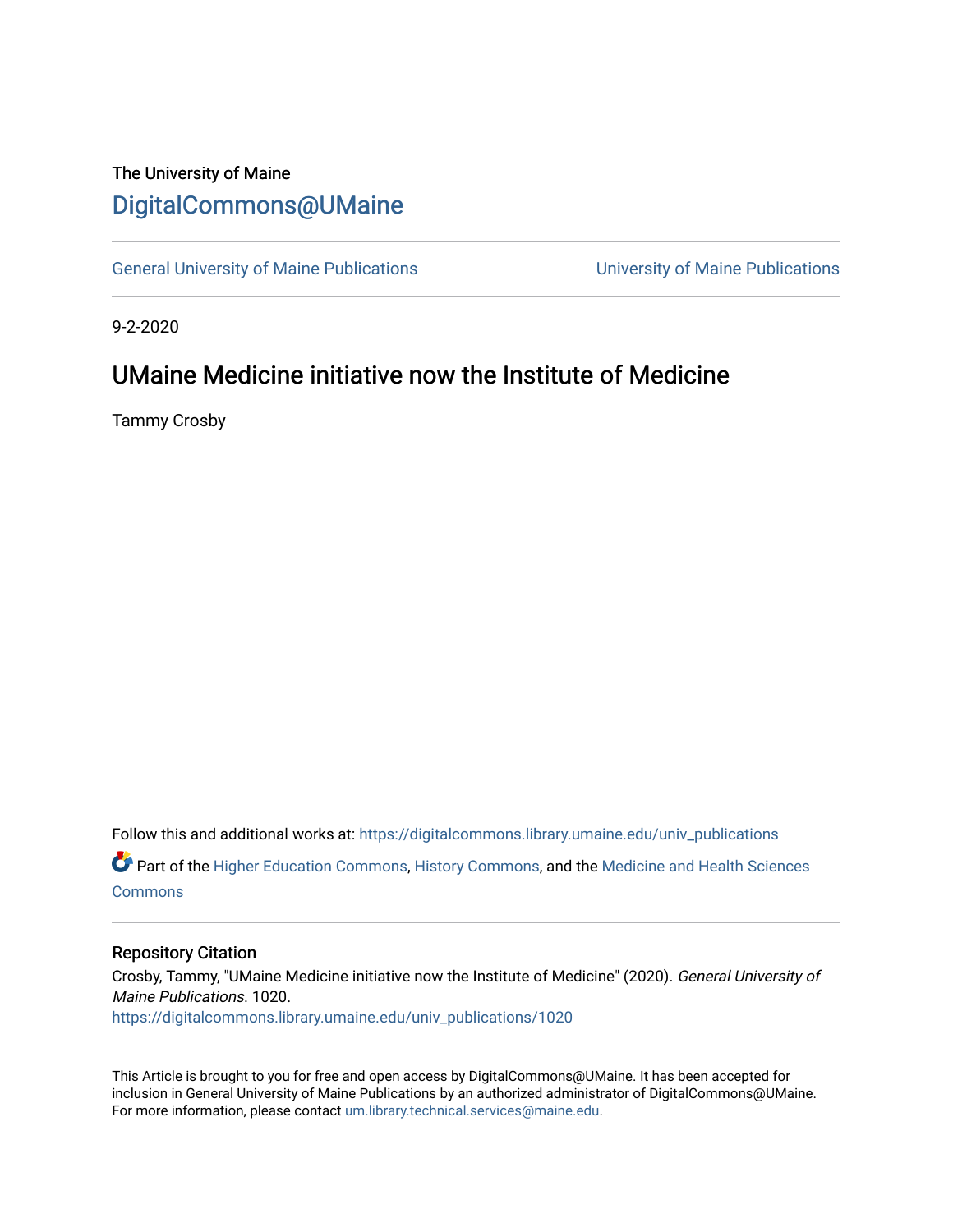The University of Maine

# DigitalCommons@UMaine

General University of Maine Publications | University of Maine Publications

9-2-2020

## UMaine Medicine initiative now the Institute of Medicine

Tammy Crosby

Follow this and additional works at: https://digitalcommons.library.umaine.edu/univ_publications

Part of the Higher Education Commons, History Commons, and the Medicine and Health Sciences Commons

### Repository Citation

Crosby, Tammy, "UMaine Medicine initiative now the Institute of Medicine" (2020). *General University of Maine Publications*. 1020.
https://digitalcommons.library.umaine.edu/univ_publications/1020

This Article is brought to you for free and open access by DigitalCommons@UMaine. It has been accepted for inclusion in General University of Maine Publications by an authorized administrator of DigitalCommons@UMaine. For more information, please contact um.library.technical.services@maine.edu.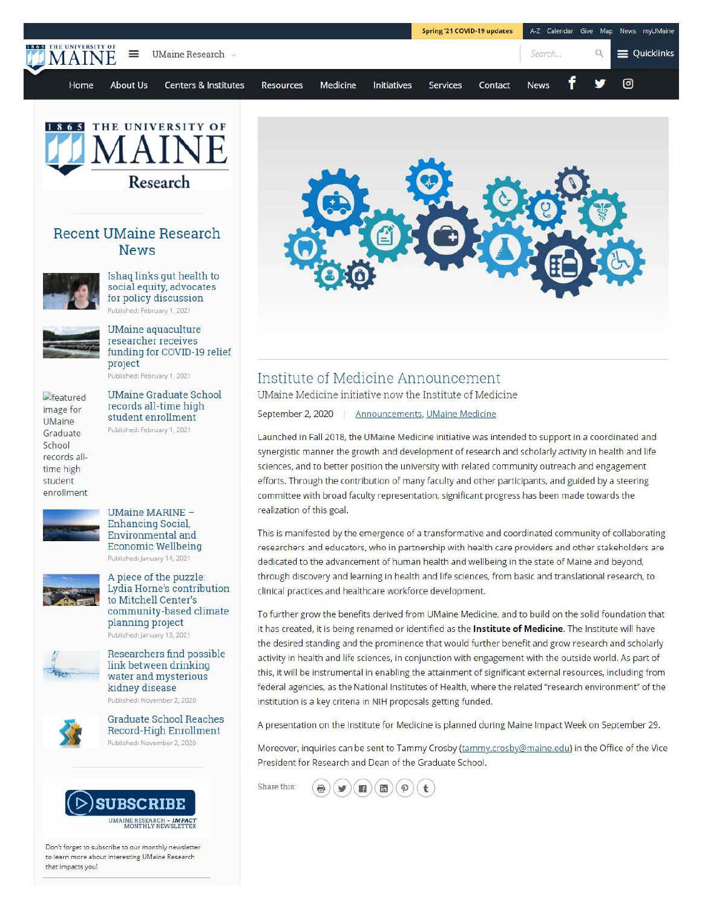Spring '21 COVID-19 updates | A-Z | Calendar | Give | Map | News | myUMaine

UMaine Research

Home | About Us | Centers & Institutes | Resources | Medicine | Initiatives | Services | Contact | News

## Recent UMaine Research News

Ishaq links gut health to social equity, advocates for policy discussion
Published: February 1, 2021

UMaine aquaculture researcher receives funding for COVID-19 relief project
Published: February 1, 2021

UMaine Graduate School records all-time high student enrollment
Published: February 1, 2021

UMaine MARINE – Enhancing Social, Environmental and Economic Wellbeing
Published: January 14, 2021

A piece of the puzzle: Lydia Horne's contribution to Mitchell Center's community-based climate planning project
Published: January 13, 2021

Researchers find possible link between drinking water and mysterious kidney disease
Published: November 2, 2020

Graduate School Reaches Record-High Enrollment
Published: November 2, 2020

SUBSCRIBE
UMAINE RESEARCH – IMPACT MONTHLY NEWSLETTER

Don't forget to subscribe to our monthly newsletter to learn more about interesting UMaine Research that impacts you!

# Institute of Medicine Announcement

UMaine Medicine initiative now the Institute of Medicine

September 2, 2020 | Announcements, UMaine Medicine

Launched in Fall 2018, the UMaine Medicine initiative was intended to support in a coordinated and synergistic manner the growth and development of research and scholarly activity in health and life sciences, and to better position the university with related community outreach and engagement efforts. Through the contribution of many faculty and other participants, and guided by a steering committee with broad faculty representation, significant progress has been made towards the realization of this goal.

This is manifested by the emergence of a transformative and coordinated community of collaborating researchers and educators, who in partnership with health care providers and other stakeholders are dedicated to the advancement of human health and wellbeing in the state of Maine and beyond, through discovery and learning in health and life sciences, from basic and translational research, to clinical practices and healthcare workforce development.

To further grow the benefits derived from UMaine Medicine, and to build on the solid foundation that it has created, it is being renamed or identified as the **Institute of Medicine**. The Institute will have the desired standing and the prominence that would further benefit and grow research and scholarly activity in health and life sciences, in conjunction with engagement with the outside world. As part of this, it will be instrumental in enabling the attainment of significant external resources, including from federal agencies, as the National Institutes of Health, where the related "research environment" of the institution is a key criteria in NIH proposals getting funded.

A presentation on the Institute for Medicine is planned during Maine Impact Week on September 29.

Moreover, inquiries can be sent to Tammy Crosby (tammy.crosby@maine.edu) in the Office of the Vice President for Research and Dean of the Graduate School.

Share this: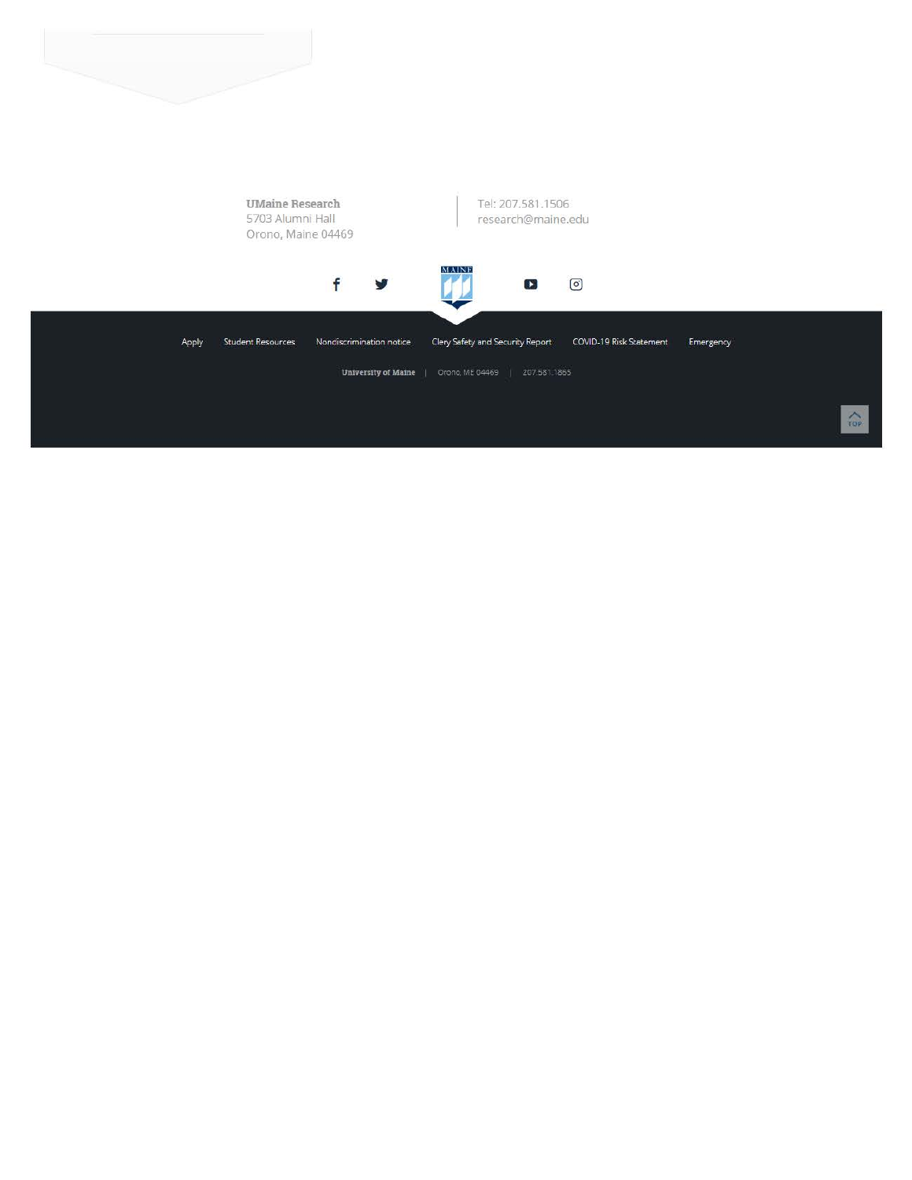**UMaine Research**
5703 Alumni Hall
Orono, Maine 04469

Tel: 207.581.1506
research@maine.edu

Apply Student Resources Nondiscrimination notice Clery Safety and Security Report COVID-19 Risk Statement Emergency

**University of Maine** | Orono, ME 04469 | 207.581.1865